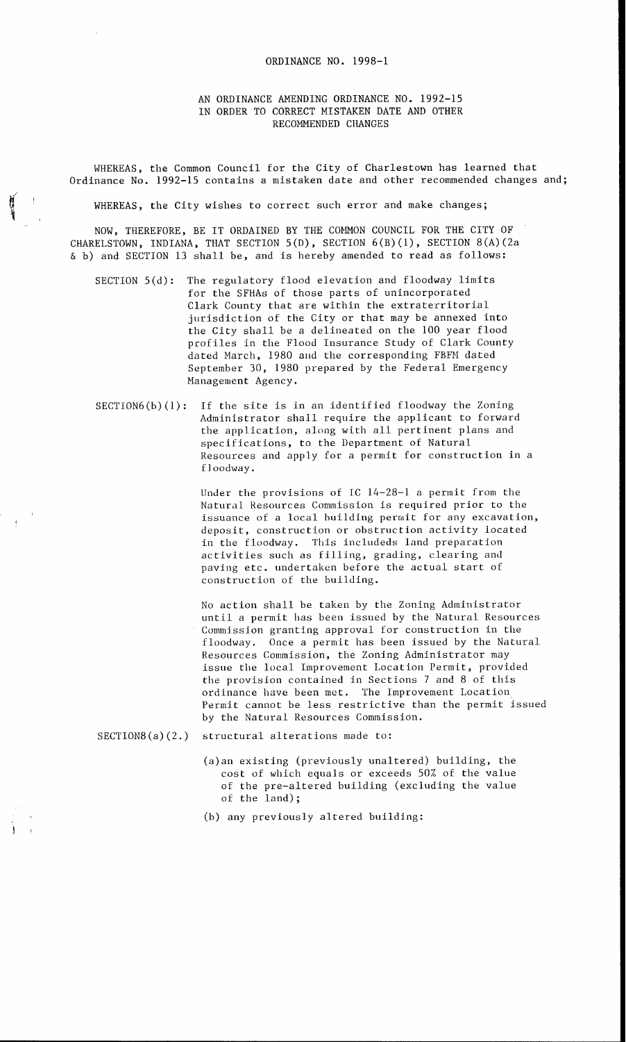ORDINANCE NO. 1998-1

AN ORDINANCE AMENDING ORDINANCE NO. 1992-15 IN ORDER TO CORRECT MISTAKEN DATE AND OTHER RECOMMENDED CHANGES

WHEREAS, the Common Council for the City of Charlestown has learned that Ordinance No. 1992-15 contains a mistaken date and other recommended changes and;

WHEREAS, the City wishes to correct such error and make changes;

NOW, THEREFORE, BE IT ORDAINED BY THE COMMON COUNCIL FOR THE CITY OF CHARELSTOWN, INDIANA, THAT SECTION 5(D), SECTION 6(B)(1), SECTION 8(A)(2a & b) and SECTION 13 shall be, and is hereby amended to read as follows:

SECTION 5(d): The regulatory flood elevation and floodway limits for the SFHAs of those parts of unincorporated Clark County that are within the extraterritorial jurisdiction of the City or that may be annexed into the City shall be a delineated on the 100 year flood profiles in the Flood Insurance Study of Clark County dated March, 1980 and the corresponding FBFM dated September 30, 1980 prepared by the Federal Emergency Management Agency.

SECTION6(b)(1): If the site is in an identified floodway the Zoning Administrator shall require the applicant to forward the application, along with all pertinent plans and specifications, to the Department of Natural Resources and apply for a permit for construction in a floodway.

Under the provisions of IC 14-28-1 a permit from the Natural Resources Commission is required prior to the issuance of a local building permit for any excavation, deposit, construction or obstruction activity located in the floodway. This includeds land preparation activities such as filling, grading, clearing and paving etc. undertaken before the actual start of construction of the building.

No action shall be taken by the Zoning Administrator until a permit has been issued by the Natural Resources Commission granting approval for construction in the floodway. Once a permit has been issued by the Natural Resources Commission, the Zoning Administrator may issue the local Improvement Location Permit, provided the provision contained in Sections 7 and 8 of this ordinance have been met. The Improvement Location Permit cannot be less restrictive than the permit issued by the Natural Resources Commission.

SECTION8(a)(2.) structural alterations made to:

(a) an existing (previously unaltered) building, the cost of which equals or exceeds 50% of the value of the pre-altered building (excluding the value of the land);

(b) any previously altered building: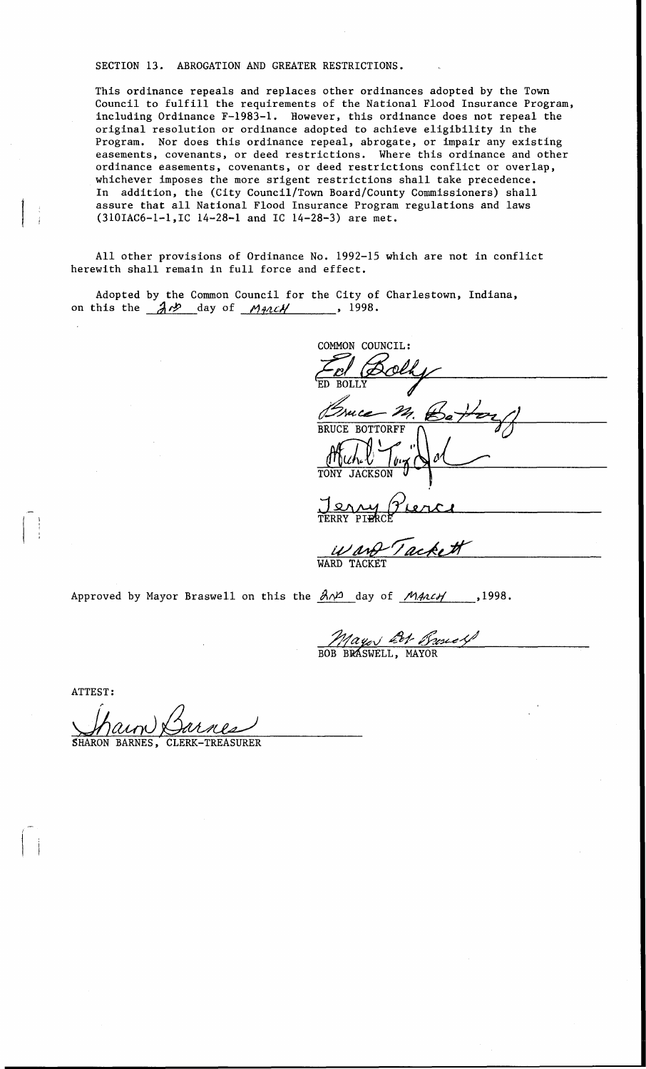SECTION 13. ABROGATION AND GREATER RESTRICTIONS.

This ordinance repeals and replaces other ordinances adopted by the Town Council to fulfill the requirements of the National Flood Insurance Program, including Ordinance F-1983-1. However, this ordinance does not repeal the original resolution or ordinance adopted to achieve eligibility in the Program. Nor does this ordinance repeal, abrogate, or impair any existing easements, covenants, or deed restrictions. Where this ordinance and other ordinance easements, covenants, or deed restrictions conflict or overlap, whichever imposes the more srigent restrictions shall take precedence. In addition, the (City Council/Town Board/County Commissioners) shall assure that all National Flood Insurance Program regulations and laws (310IAC6-1-1,IC 14-28-1 and IC 14-28-3) are met.

All other provisions of Ordinance No. 1992-15 which are not in conflict herewith shall remain in full force and effect.

Adopted by the Common Council for the City of Charlestown, Indiana, on this the 2nd day of March, 1998.

COMMON COUNCIL:

Ed Bolly
ED BOLLY

Bruce M. Bottorff
BRUCE BOTTORFF

Michael Tony Jackson
TONY JACKSON

Terry Pierce
TERRY PIERCE

Ward Tackett
WARD TACKET

Approved by Mayor Braswell on this the 2nd day of March, 1998.

Mayor Bob Braswell
BOB BRASWELL, MAYOR

ATTEST:

Sharon Barnes
SHARON BARNES, CLERK-TREASURER